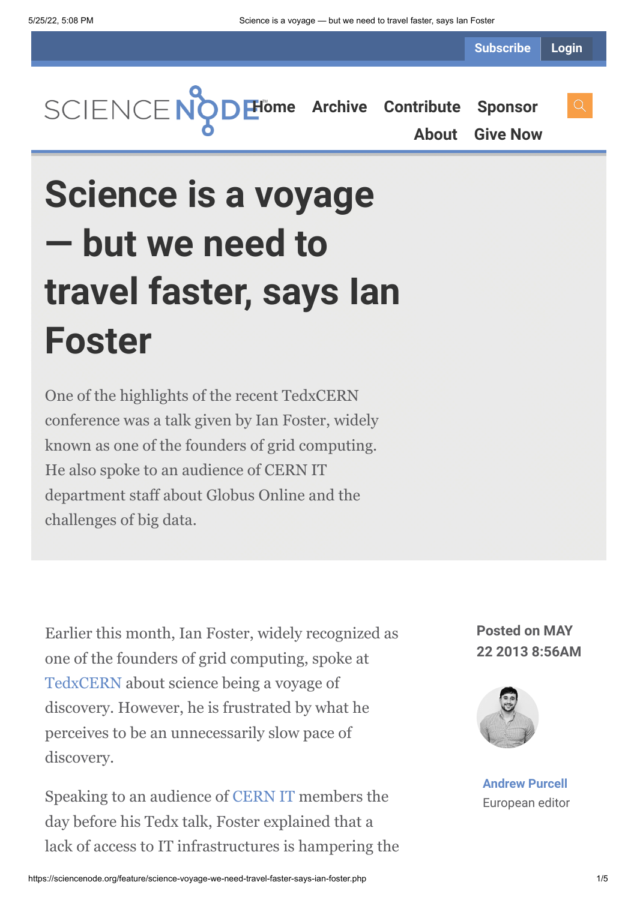# Science is a voyage — but we need to travel faster, says Ian Foster

One of the highlights of the recent TedxCERN conference was a talk given by Ian Foster, widely known as one of the founders of grid computing. He also spoke to an audience of CERN IT department staff about Globus Online and the challenges of big data.

**Posted on MAY 22 2013 8:56AM**

**Andrew Purcell**
European editor

Earlier this month, Ian Foster, widely recognized as one of the founders of grid computing, spoke at TedxCERN about science being a voyage of discovery. However, he is frustrated by what he perceives to be an unnecessarily slow pace of discovery.

Speaking to an audience of CERN IT members the day before his Tedx talk, Foster explained that a lack of access to IT infrastructures is hampering the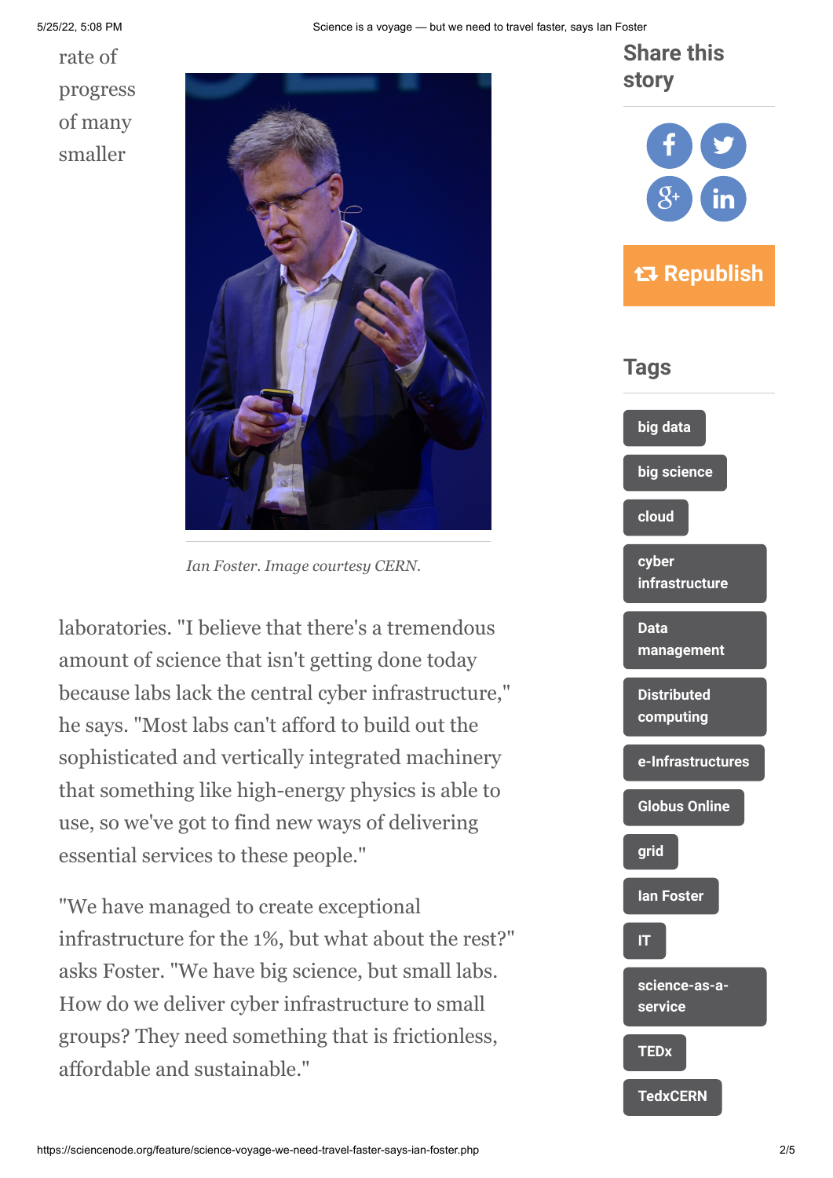rate of progress of many smaller

*Ian Foster. Image courtesy CERN.*

laboratories. "I believe that there's a tremendous amount of science that isn't getting done today because labs lack the central cyber infrastructure," he says. "Most labs can't afford to build out the sophisticated and vertically integrated machinery that something like high-energy physics is able to use, so we've got to find new ways of delivering essential services to these people."

"We have managed to create exceptional infrastructure for the 1%, but what about the rest?" asks Foster. "We have big science, but small labs. How do we deliver cyber infrastructure to small groups? They need something that is frictionless, affordable and sustainable."

## Share this story

Republish

## Tags

- big data
- big science
- cloud
- cyber infrastructure
- Data management
- Distributed computing
- e-Infrastructures
- Globus Online
- grid
- Ian Foster
- IT
- science-as-a-service
- TEDx
- TedxCERN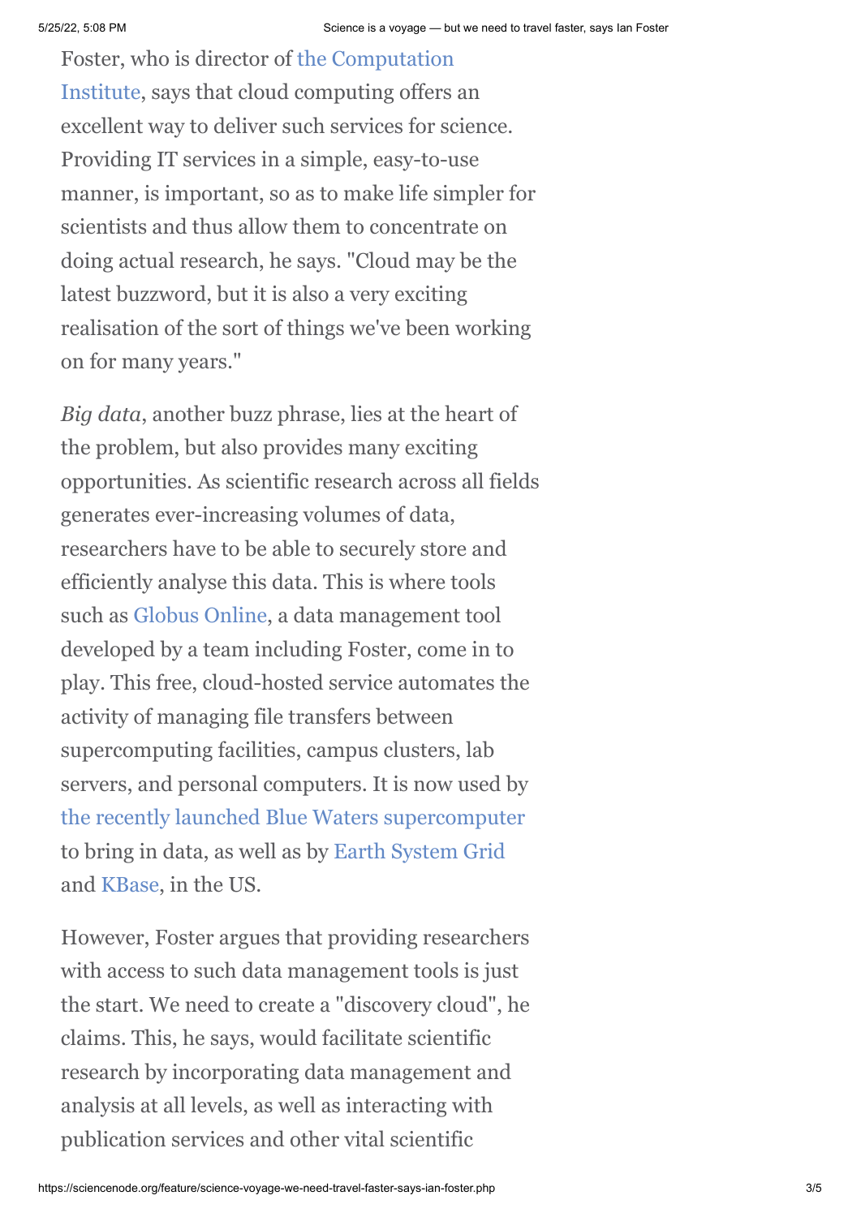Foster, who is director of the Computation Institute, says that cloud computing offers an excellent way to deliver such services for science. Providing IT services in a simple, easy-to-use manner, is important, so as to make life simpler for scientists and thus allow them to concentrate on doing actual research, he says. "Cloud may be the latest buzzword, but it is also a very exciting realisation of the sort of things we've been working on for many years."

*Big data*, another buzz phrase, lies at the heart of the problem, but also provides many exciting opportunities. As scientific research across all fields generates ever-increasing volumes of data, researchers have to be able to securely store and efficiently analyse this data. This is where tools such as Globus Online, a data management tool developed by a team including Foster, come in to play. This free, cloud-hosted service automates the activity of managing file transfers between supercomputing facilities, campus clusters, lab servers, and personal computers. It is now used by the recently launched Blue Waters supercomputer to bring in data, as well as by Earth System Grid and KBase, in the US.

However, Foster argues that providing researchers with access to such data management tools is just the start. We need to create a "discovery cloud", he claims. This, he says, would facilitate scientific research by incorporating data management and analysis at all levels, as well as interacting with publication services and other vital scientific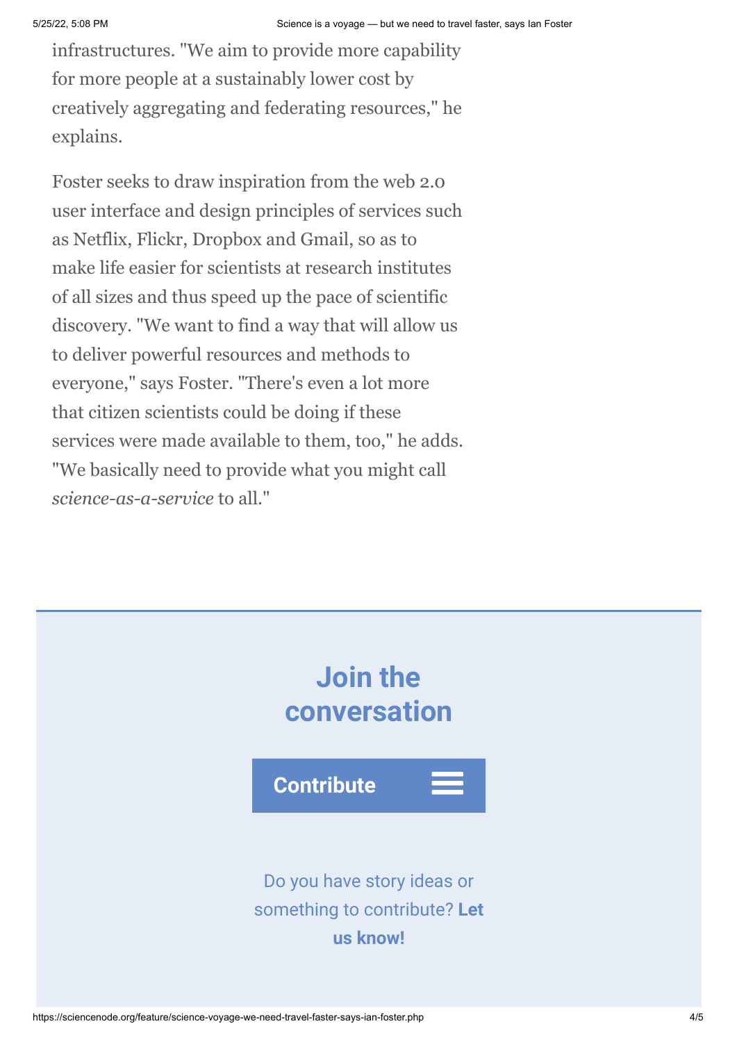infrastructures. "We aim to provide more capability for more people at a sustainably lower cost by creatively aggregating and federating resources," he explains.

Foster seeks to draw inspiration from the web 2.0 user interface and design principles of services such as Netflix, Flickr, Dropbox and Gmail, so as to make life easier for scientists at research institutes of all sizes and thus speed up the pace of scientific discovery. "We want to find a way that will allow us to deliver powerful resources and methods to everyone," says Foster. "There's even a lot more that citizen scientists could be doing if these services were made available to them, too," he adds. "We basically need to provide what you might call *science-as-a-service* to all."

## Join the conversation

**Contribute**

Do you have story ideas or something to contribute? **Let us know!**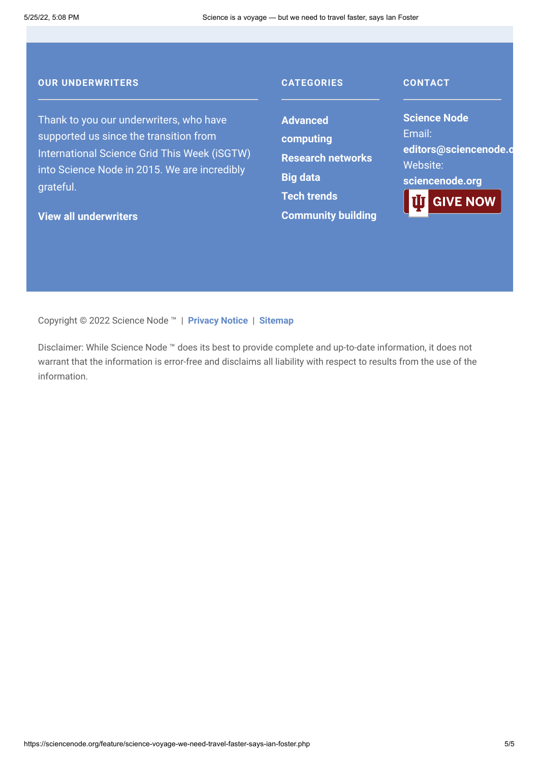## OUR UNDERWRITERS

Thank to you our underwriters, who have supported us since the transition from International Science Grid This Week (iSGTW) into Science Node in 2015. We are incredibly grateful.

**View all underwriters**

## CATEGORIES

**Advanced computing**

**Research networks**

**Big data**

**Tech trends**

**Community building**

## CONTACT

**Science Node**

Email: **editors@sciencenode.o**

Website: **sciencenode.org**

GIVE NOW

Copyright © 2022 Science Node ™ | **Privacy Notice** | **Sitemap**

Disclaimer: While Science Node ™ does its best to provide complete and up-to-date information, it does not warrant that the information is error-free and disclaims all liability with respect to results from the use of the information.